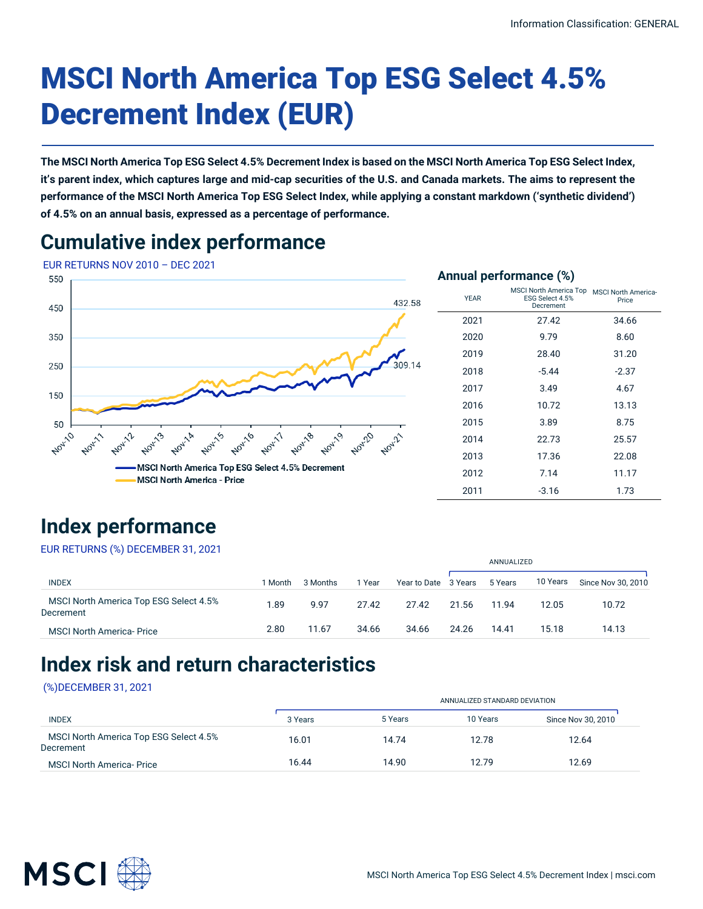Information Classification: GENERAL

# MSCI North America Top ESG Select 4.5% Decrement Index (EUR)

**The MSCI North America Top ESG Select 4.5% Decrement Index is based on the MSCI North America Top ESG Select Index, it's parent index, which captures large and mid-cap securities of the U.S. and Canada markets. The aims to represent the performance of the MSCI North America Top ESG Select Index, while applying a constant markdown ('synthetic dividend') of 4.5% on an annual basis, expressed as a percentage of performance.**

## Cumulative index performance

EUR RETURNS NOV 2010 – DEC 2021

(Chart: MSCI North America Top ESG Select 4.5% Decrement: 309.14; MSCI North America - Price: 432.58)

### Annual performance (%)

| YEAR | MSCI North America Top ESG Select 4.5% Decrement | MSCI North America- Price |
|---|---|---|
| 2021 | 27.42 | 34.66 |
| 2020 | 9.79 | 8.60 |
| 2019 | 28.40 | 31.20 |
| 2018 | -5.44 | -2.37 |
| 2017 | 3.49 | 4.67 |
| 2016 | 10.72 | 13.13 |
| 2015 | 3.89 | 8.75 |
| 2014 | 22.73 | 25.57 |
| 2013 | 17.36 | 22.08 |
| 2012 | 7.14 | 11.17 |
| 2011 | -3.16 | 1.73 |

## Index performance

EUR RETURNS (%) DECEMBER 31, 2021

| | | | | | ANNUALIZED | | | |
|---|---|---|---|---|---|---|---|---|
| INDEX | 1 Month | 3 Months | 1 Year | Year to Date | 3 Years | 5 Years | 10 Years | Since Nov 30, 2010 |
| MSCI North America Top ESG Select 4.5% Decrement | 1.89 | 9.97 | 27.42 | 27.42 | 21.56 | 11.94 | 12.05 | 10.72 |
| MSCI North America- Price | 2.80 | 11.67 | 34.66 | 34.66 | 24.26 | 14.41 | 15.18 | 14.13 |

## Index risk and return characteristics

(%)DECEMBER 31, 2021

| | ANNUALIZED STANDARD DEVIATION | | | |
|---|---|---|---|---|
| INDEX | 3 Years | 5 Years | 10 Years | Since Nov 30, 2010 |
| MSCI North America Top ESG Select 4.5% Decrement | 16.01 | 14.74 | 12.78 | 12.64 |
| MSCI North America- Price | 16.44 | 14.90 | 12.79 | 12.69 |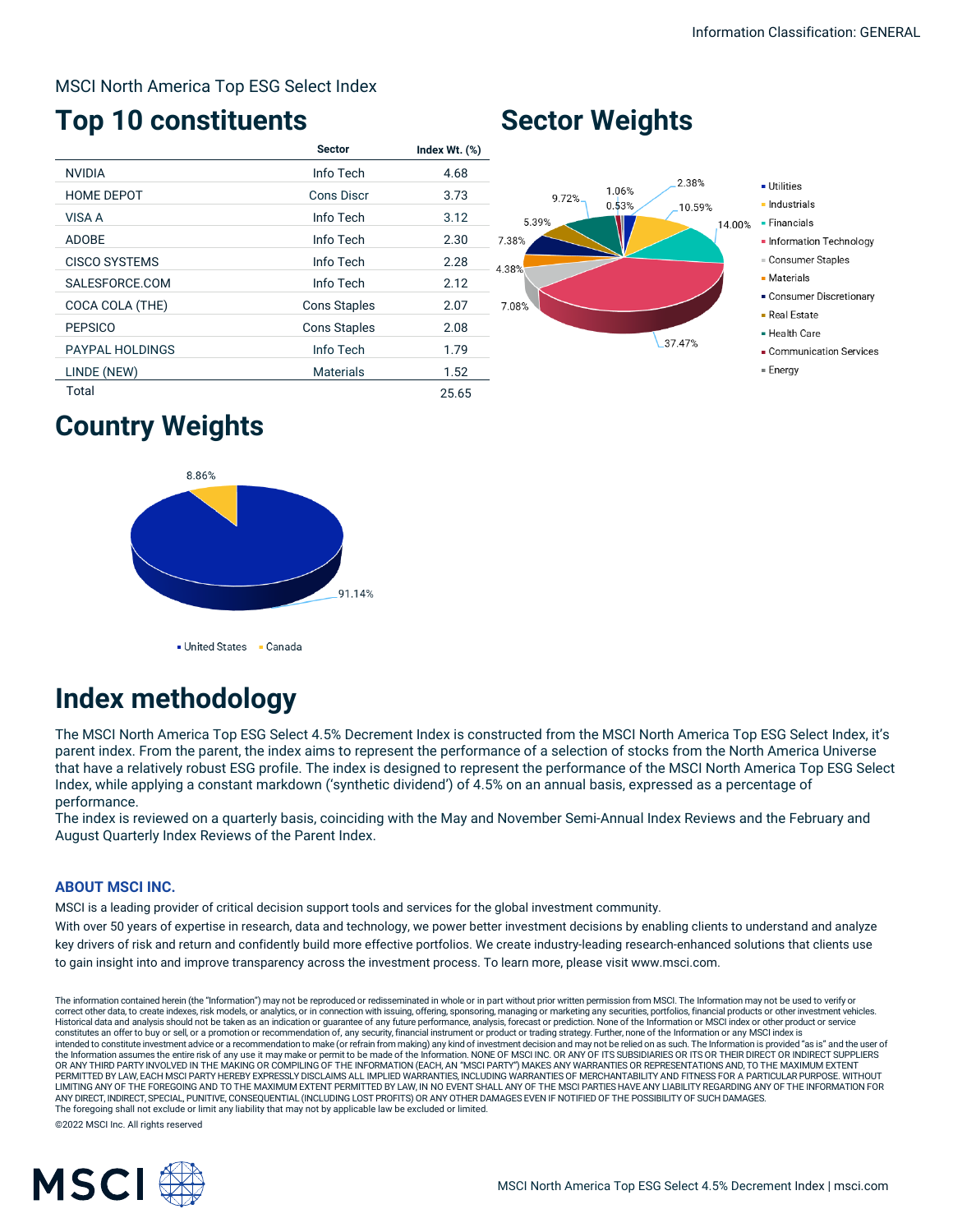MSCI North America Top ESG Select Index

## Top 10 constituents

| | Sector | Index Wt. (%) |
|---|---|---|
| NVIDIA | Info Tech | 4.68 |
| HOME DEPOT | Cons Discr | 3.73 |
| VISA A | Info Tech | 3.12 |
| ADOBE | Info Tech | 2.30 |
| CISCO SYSTEMS | Info Tech | 2.28 |
| SALESFORCE.COM | Info Tech | 2.12 |
| COCA COLA (THE) | Cons Staples | 2.07 |
| PEPSICO | Cons Staples | 2.08 |
| PAYPAL HOLDINGS | Info Tech | 1.79 |
| LINDE (NEW) | Materials | 1.52 |
| Total | | 25.65 |

## Sector Weights

2.38%
10.59%
14.00%
37.47%
7.08%
4.38%
7.38%
5.39%
9.72%
1.06%
0.53%

- Utilities
- Industrials
- Financials
- Information Technology
- Consumer Staples
- Materials
- Consumer Discretionary
- Real Estate
- Health Care
- Communication Services
- Energy

## Country Weights

8.86%
91.14%

- United States
- Canada

# Index methodology

The MSCI North America Top ESG Select 4.5% Decrement Index is constructed from the MSCI North America Top ESG Select Index, it's parent index. From the parent, the index aims to represent the performance of a selection of stocks from the North America Universe that have a relatively robust ESG profile. The index is designed to represent the performance of the MSCI North America Top ESG Select Index, while applying a constant markdown ('synthetic dividend') of 4.5% on an annual basis, expressed as a percentage of performance.
The index is reviewed on a quarterly basis, coinciding with the May and November Semi-Annual Index Reviews and the February and August Quarterly Index Reviews of the Parent Index.

### ABOUT MSCI INC.

MSCI is a leading provider of critical decision support tools and services for the global investment community.

With over 50 years of expertise in research, data and technology, we power better investment decisions by enabling clients to understand and analyze key drivers of risk and return and confidently build more effective portfolios. We create industry-leading research-enhanced solutions that clients use to gain insight into and improve transparency across the investment process. To learn more, please visit www.msci.com.

The information contained herein (the "Information") may not be reproduced or redisseminated in whole or in part without prior written permission from MSCI. The Information may not be used to verify or correct other data, to create indexes, risk models, or analytics, or in connection with issuing, offering, sponsoring, managing or marketing any securities, portfolios, financial products or other investment vehicles. Historical data and analysis should not be taken as an indication or guarantee of any future performance, analysis, forecast or prediction. None of the Information or MSCI index or other product or service constitutes an offer to buy or sell, or a promotion or recommendation of, any security, financial instrument or product or trading strategy. Further, none of the Information or any MSCI index is intended to constitute investment advice or a recommendation to make (or refrain from making) any kind of investment decision and may not be relied on as such. The Information is provided "as is" and the user of the Information assumes the entire risk of any use it may make or permit to be made of the Information. NONE OF MSCI INC. OR ANY OF ITS SUBSIDIARIES OR ITS OR THEIR DIRECT OR INDIRECT SUPPLIERS OR ANY THIRD PARTY INVOLVED IN THE MAKING OR COMPILING OF THE INFORMATION (EACH, AN "MSCI PARTY") MAKES ANY WARRANTIES OR REPRESENTATIONS AND, TO THE MAXIMUM EXTENT PERMITTED BY LAW, EACH MSCI PARTY HEREBY EXPRESSLY DISCLAIMS ALL IMPLIED WARRANTIES, INCLUDING WARRANTIES OF MERCHANTABILITY AND FITNESS FOR A PARTICULAR PURPOSE. WITHOUT LIMITING ANY OF THE FOREGOING AND TO THE MAXIMUM EXTENT PERMITTED BY LAW, IN NO EVENT SHALL ANY OF THE MSCI PARTIES HAVE ANY LIABILITY REGARDING ANY OF THE INFORMATION FOR ANY DIRECT, INDIRECT, SPECIAL, PUNITIVE, CONSEQUENTIAL (INCLUDING LOST PROFITS) OR ANY OTHER DAMAGES EVEN IF NOTIFIED OF THE POSSIBILITY OF SUCH DAMAGES. The foregoing shall not exclude or limit any liability that may not by applicable law be excluded or limited.

©2022 MSCI Inc. All rights reserved